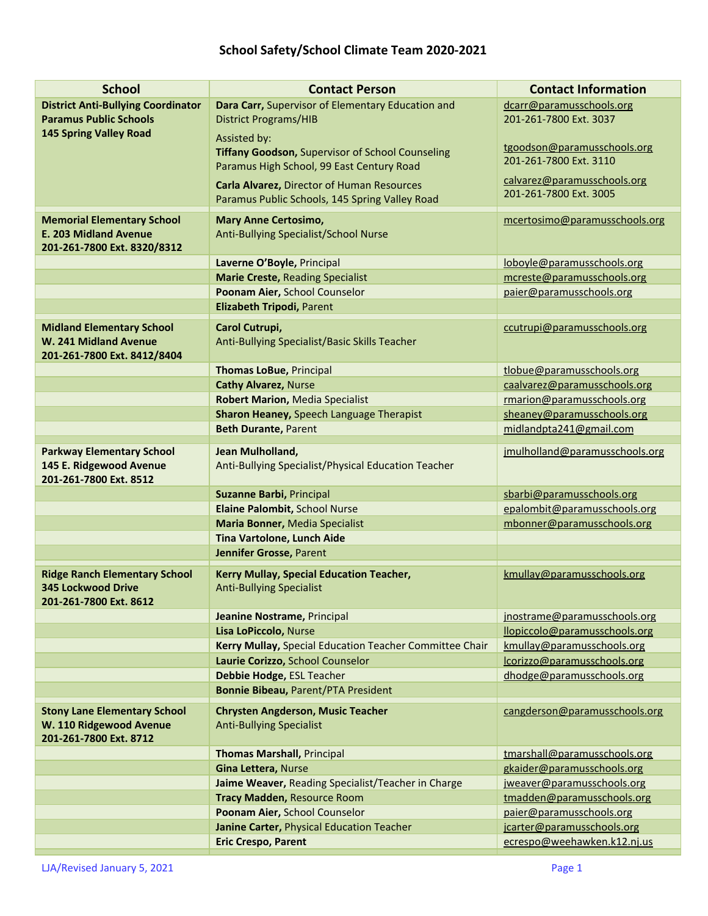# School Safety/School Climate Team 2020-2021

| School | Contact Person | Contact Information |
|---|---|---|
| **District Anti-Bullying Coordinator Paramus Public Schools 145 Spring Valley Road** | **Dara Carr,** Supervisor of Elementary Education and District Programs/HIB<br>Assisted by:<br>**Tiffany Goodson,** Supervisor of School Counseling Paramus High School, 99 East Century Road<br>**Carla Alvarez,** Director of Human Resources Paramus Public Schools, 145 Spring Valley Road | dcarr@paramusschools.org 201-261-7800 Ext. 3037<br>tgoodson@paramusschools.org 201-261-7800 Ext. 3110<br>calvarez@paramusschools.org 201-261-7800 Ext. 3005 |
| **Memorial Elementary School E. 203 Midland Avenue 201-261-7800 Ext. 8320/8312** | **Mary Anne Certosimo,** Anti-Bullying Specialist/School Nurse | mcertosimo@paramusschools.org |
| | **Laverne O'Boyle,** Principal | loboyle@paramusschools.org |
| | **Marie Creste,** Reading Specialist | mcreste@paramusschools.org |
| | **Poonam Aier,** School Counselor | paier@paramusschools.org |
| | **Elizabeth Tripodi,** Parent | |
| **Midland Elementary School W. 241 Midland Avenue 201-261-7800 Ext. 8412/8404** | **Carol Cutrupi,** Anti-Bullying Specialist/Basic Skills Teacher | ccutrupi@paramusschools.org |
| | **Thomas LoBue,** Principal | tlobue@paramusschools.org |
| | **Cathy Alvarez,** Nurse | caalvarez@paramusschools.org |
| | **Robert Marion,** Media Specialist | rmarion@paramusschools.org |
| | **Sharon Heaney,** Speech Language Therapist | sheaney@paramusschools.org |
| | **Beth Durante,** Parent | midlandpta241@gmail.com |
| **Parkway Elementary School 145 E. Ridgewood Avenue 201-261-7800 Ext. 8512** | **Jean Mulholland,** Anti-Bullying Specialist/Physical Education Teacher | jmulholland@paramusschools.org |
| | **Suzanne Barbi,** Principal | sbarbi@paramusschools.org |
| | **Elaine Palombit,** School Nurse | epalombit@paramusschools.org |
| | **Maria Bonner,** Media Specialist | mbonner@paramusschools.org |
| | **Tina Vartolone, Lunch Aide** | |
| | **Jennifer Grosse,** Parent | |
| **Ridge Ranch Elementary School 345 Lockwood Drive 201-261-7800 Ext. 8612** | **Kerry Mullay, Special Education Teacher,** Anti-Bullying Specialist | kmullay@paramusschools.org |
| | **Jeanine Nostrame,** Principal | jnostrame@paramusschools.org |
| | **Lisa LoPiccolo,** Nurse | llopiccolo@paramusschools.org |
| | **Kerry Mullay,** Special Education Teacher Committee Chair | kmullay@paramusschools.org |
| | **Laurie Corizzo,** School Counselor | lcorizzo@paramusschools.org |
| | **Debbie Hodge,** ESL Teacher | dhodge@paramusschools.org |
| | **Bonnie Bibeau,** Parent/PTA President | |
| **Stony Lane Elementary School W. 110 Ridgewood Avenue 201-261-7800 Ext. 8712** | **Chrysten Angderson, Music Teacher** Anti-Bullying Specialist | cangderson@paramusschools.org |
| | **Thomas Marshall,** Principal | tmarshall@paramusschools.org |
| | **Gina Lettera,** Nurse | gkaider@paramusschools.org |
| | **Jaime Weaver,** Reading Specialist/Teacher in Charge | jweaver@paramusschools.org |
| | **Tracy Madden,** Resource Room | tmadden@paramusschools.org |
| | **Poonam Aier,** School Counselor | paier@paramusschools.org |
| | **Janine Carter,** Physical Education Teacher | jcarter@paramusschools.org |
| | **Eric Crespo, Parent** | ecrespo@weehawken.k12.nj.us |

LJA/Revised January 5, 2021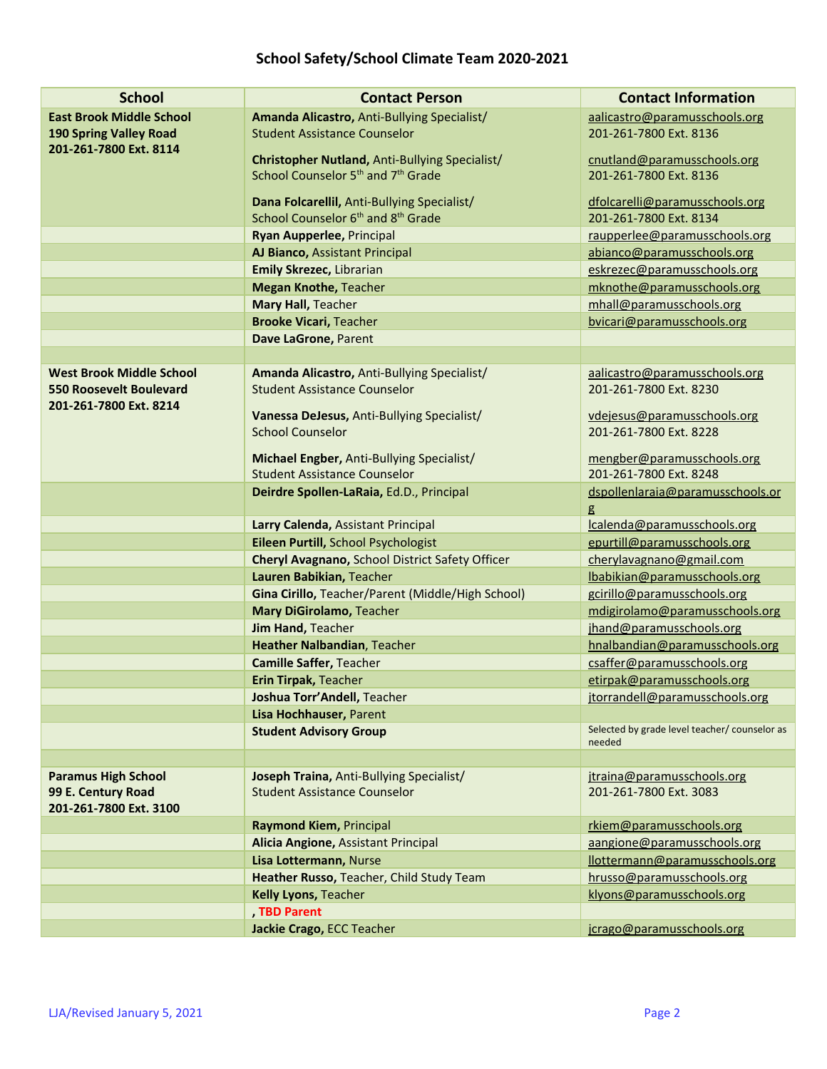# School Safety/School Climate Team 2020-2021

| School | Contact Person | Contact Information |
|---|---|---|
| **East Brook Middle School**<br>**190 Spring Valley Road**<br>**201-261-7800 Ext. 8114** | **Amanda Alicastro,** Anti-Bullying Specialist/ Student Assistance Counselor<br><br>**Christopher Nutland,** Anti-Bullying Specialist/ School Counselor 5th and 7th Grade<br><br>**Dana Folcarellil,** Anti-Bullying Specialist/ School Counselor 6th and 8th Grade | aalicastro@paramusschools.org<br>201-261-7800 Ext. 8136<br><br>cnutland@paramusschools.org<br>201-261-7800 Ext. 8136<br><br>dfolcarelli@paramusschools.org<br>201-261-7800 Ext. 8134 |
| | **Ryan Aupperlee,** Principal | raupperlee@paramusschools.org |
| | **AJ Bianco,** Assistant Principal | abianco@paramusschools.org |
| | **Emily Skrezec,** Librarian | eskrezec@paramusschools.org |
| | **Megan Knothe,** Teacher | mknothe@paramusschools.org |
| | **Mary Hall,** Teacher | mhall@paramusschools.org |
| | **Brooke Vicari,** Teacher | bvicari@paramusschools.org |
| | **Dave LaGrone,** Parent | |
| | | |
| **West Brook Middle School**<br>**550 Roosevelt Boulevard**<br>**201-261-7800 Ext. 8214** | **Amanda Alicastro,** Anti-Bullying Specialist/ Student Assistance Counselor<br><br>**Vanessa DeJesus,** Anti-Bullying Specialist/ School Counselor<br><br>**Michael Engber,** Anti-Bullying Specialist/ Student Assistance Counselor | aalicastro@paramusschools.org<br>201-261-7800 Ext. 8230<br><br>vdejesus@paramusschools.org<br>201-261-7800 Ext. 8228<br><br>mengber@paramusschools.org<br>201-261-7800 Ext. 8248 |
| | **Deirdre Spollen-LaRaia,** Ed.D., Principal | dspollenlaraia@paramusschools.org |
| | **Larry Calenda,** Assistant Principal | lcalenda@paramusschools.org |
| | **Eileen Purtill,** School Psychologist | epurtill@paramusschools.org |
| | **Cheryl Avagnano,** School District Safety Officer | cherylavagnano@gmail.com |
| | **Lauren Babikian,** Teacher | lbabikian@paramusschools.org |
| | **Gina Cirillo,** Teacher/Parent (Middle/High School) | gcirillo@paramusschools.org |
| | **Mary DiGirolamo,** Teacher | mdigirolamo@paramusschools.org |
| | **Jim Hand,** Teacher | jhand@paramusschools.org |
| | **Heather Nalbandian**, Teacher | hnalbandian@paramusschools.org |
| | **Camille Saffer,** Teacher | csaffer@paramusschools.org |
| | **Erin Tirpak,** Teacher | etirpak@paramusschools.org |
| | **Joshua Torr'Andell,** Teacher | jtorrandell@paramusschools.org |
| | **Lisa Hochhauser,** Parent | |
| | **Student Advisory Group** | Selected by grade level teacher/ counselor as needed |
| | | |
| **Paramus High School**<br>**99 E. Century Road**<br>**201-261-7800 Ext. 3100** | **Joseph Traina,** Anti-Bullying Specialist/ Student Assistance Counselor | jtraina@paramusschools.org<br>201-261-7800 Ext. 3083 |
| | **Raymond Kiem,** Principal | rkiem@paramusschools.org |
| | **Alicia Angione,** Assistant Principal | aangione@paramusschools.org |
| | **Lisa Lottermann,** Nurse | llottermann@paramusschools.org |
| | **Heather Russo,** Teacher, Child Study Team | hrusso@paramusschools.org |
| | **Kelly Lyons,** Teacher | klyons@paramusschools.org |
| | **, TBD Parent** | |
| | **Jackie Crago,** ECC Teacher | jcrago@paramusschools.org |

LJA/Revised January 5, 2021